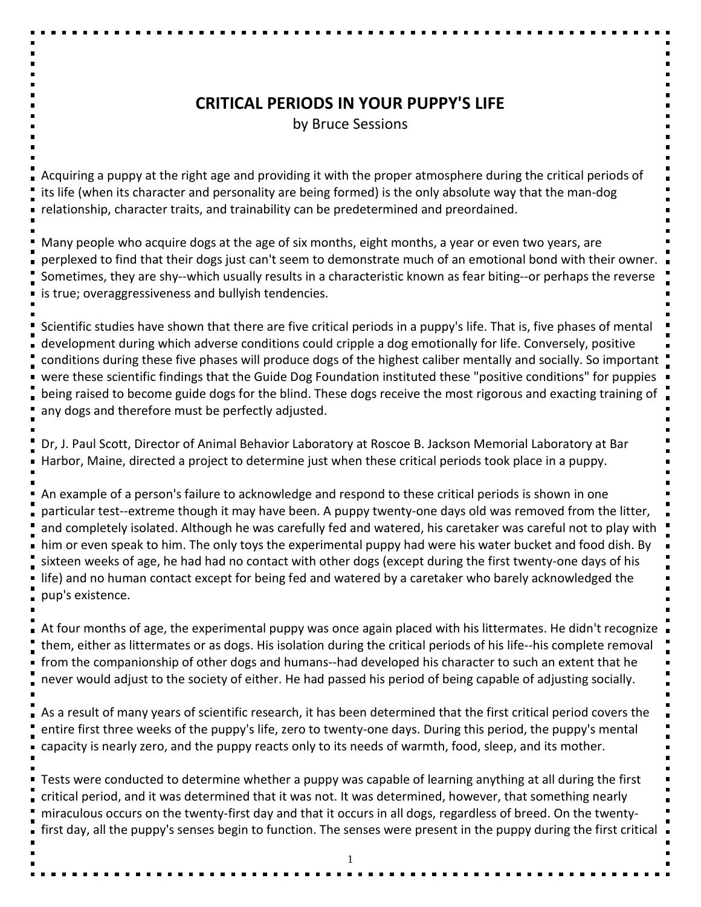# CRITICAL PERIODS IN YOUR PUPPY'S LIFE

by Bruce Sessions

Acquiring a puppy at the right age and providing it with the proper atmosphere during the critical periods of its life (when its character and personality are being formed) is the only absolute way that the man-dog relationship, character traits, and trainability can be predetermined and preordained.

Many people who acquire dogs at the age of six months, eight months, a year or even two years, are perplexed to find that their dogs just can't seem to demonstrate much of an emotional bond with their owner. Sometimes, they are shy--which usually results in a characteristic known as fear biting--or perhaps the reverse is true; overaggressiveness and bullyish tendencies.

Scientific studies have shown that there are five critical periods in a puppy's life. That is, five phases of mental development during which adverse conditions could cripple a dog emotionally for life. Conversely, positive conditions during these five phases will produce dogs of the highest caliber mentally and socially. So important were these scientific findings that the Guide Dog Foundation instituted these "positive conditions" for puppies being raised to become guide dogs for the blind. These dogs receive the most rigorous and exacting training of any dogs and therefore must be perfectly adjusted.

Dr, J. Paul Scott, Director of Animal Behavior Laboratory at Roscoe B. Jackson Memorial Laboratory at Bar Harbor, Maine, directed a project to determine just when these critical periods took place in a puppy.

An example of a person's failure to acknowledge and respond to these critical periods is shown in one particular test--extreme though it may have been. A puppy twenty-one days old was removed from the litter, and completely isolated. Although he was carefully fed and watered, his caretaker was careful not to play with him or even speak to him. The only toys the experimental puppy had were his water bucket and food dish. By sixteen weeks of age, he had had no contact with other dogs (except during the first twenty-one days of his life) and no human contact except for being fed and watered by a caretaker who barely acknowledged the pup's existence.

At four months of age, the experimental puppy was once again placed with his littermates. He didn't recognize them, either as littermates or as dogs. His isolation during the critical periods of his life--his complete removal from the companionship of other dogs and humans--had developed his character to such an extent that he never would adjust to the society of either. He had passed his period of being capable of adjusting socially.

As a result of many years of scientific research, it has been determined that the first critical period covers the entire first three weeks of the puppy's life, zero to twenty-one days. During this period, the puppy's mental capacity is nearly zero, and the puppy reacts only to its needs of warmth, food, sleep, and its mother.

Tests were conducted to determine whether a puppy was capable of learning anything at all during the first critical period, and it was determined that it was not. It was determined, however, that something nearly miraculous occurs on the twenty-first day and that it occurs in all dogs, regardless of breed. On the twenty-first day, all the puppy's senses begin to function. The senses were present in the puppy during the first critical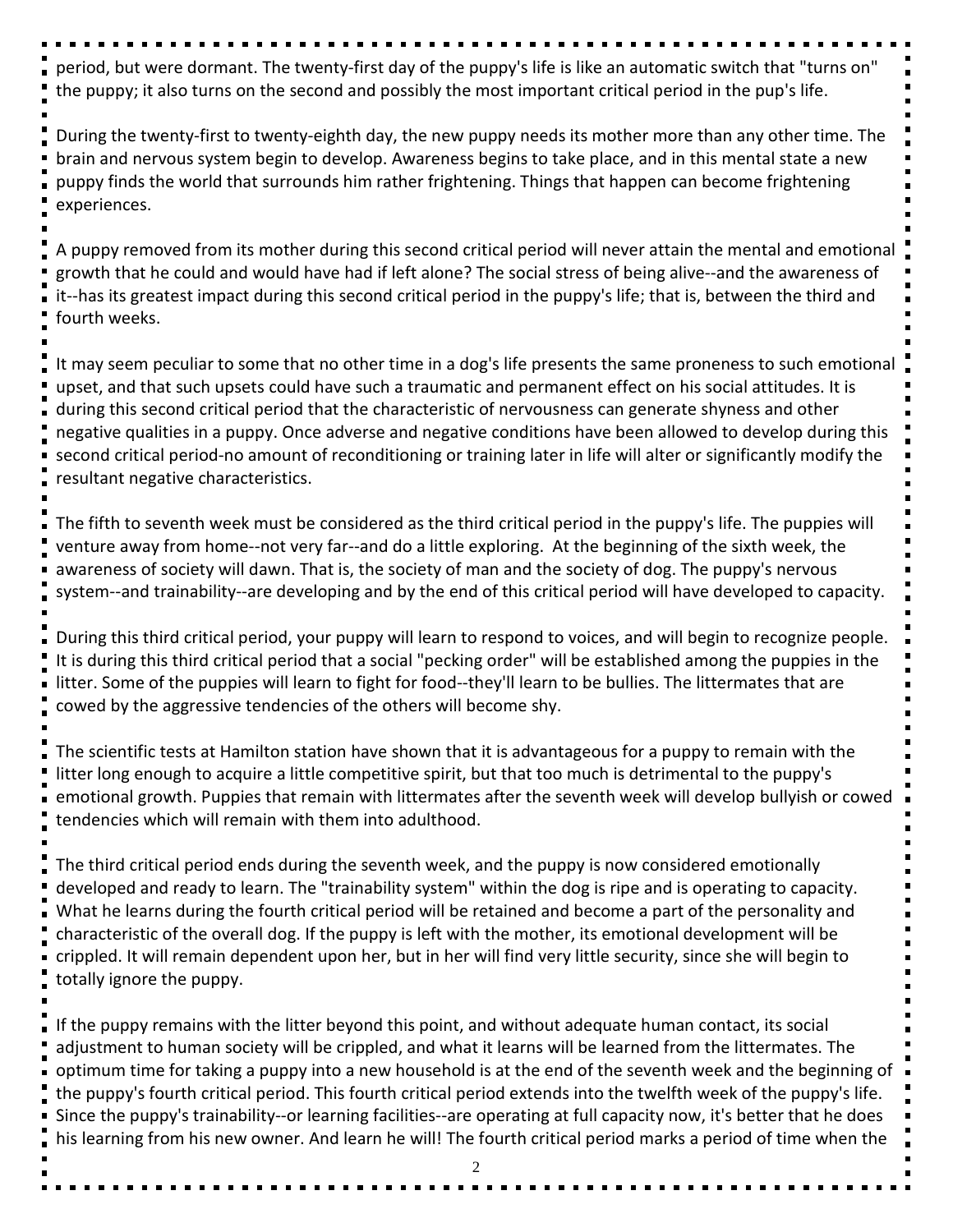period, but were dormant. The twenty-first day of the puppy's life is like an automatic switch that "turns on" the puppy; it also turns on the second and possibly the most important critical period in the pup's life.

During the twenty-first to twenty-eighth day, the new puppy needs its mother more than any other time. The brain and nervous system begin to develop. Awareness begins to take place, and in this mental state a new puppy finds the world that surrounds him rather frightening. Things that happen can become frightening experiences.

A puppy removed from its mother during this second critical period will never attain the mental and emotional growth that he could and would have had if left alone? The social stress of being alive--and the awareness of it--has its greatest impact during this second critical period in the puppy's life; that is, between the third and fourth weeks.

It may seem peculiar to some that no other time in a dog's life presents the same proneness to such emotional upset, and that such upsets could have such a traumatic and permanent effect on his social attitudes. It is during this second critical period that the characteristic of nervousness can generate shyness and other negative qualities in a puppy. Once adverse and negative conditions have been allowed to develop during this second critical period-no amount of reconditioning or training later in life will alter or significantly modify the resultant negative characteristics.

The fifth to seventh week must be considered as the third critical period in the puppy's life. The puppies will venture away from home--not very far--and do a little exploring. At the beginning of the sixth week, the awareness of society will dawn. That is, the society of man and the society of dog. The puppy's nervous system--and trainability--are developing and by the end of this critical period will have developed to capacity.

During this third critical period, your puppy will learn to respond to voices, and will begin to recognize people. It is during this third critical period that a social "pecking order" will be established among the puppies in the litter. Some of the puppies will learn to fight for food--they'll learn to be bullies. The littermates that are cowed by the aggressive tendencies of the others will become shy.

The scientific tests at Hamilton station have shown that it is advantageous for a puppy to remain with the litter long enough to acquire a little competitive spirit, but that too much is detrimental to the puppy's emotional growth. Puppies that remain with littermates after the seventh week will develop bullyish or cowed tendencies which will remain with them into adulthood.

The third critical period ends during the seventh week, and the puppy is now considered emotionally developed and ready to learn. The "trainability system" within the dog is ripe and is operating to capacity. What he learns during the fourth critical period will be retained and become a part of the personality and characteristic of the overall dog. If the puppy is left with the mother, its emotional development will be crippled. It will remain dependent upon her, but in her will find very little security, since she will begin to totally ignore the puppy.

If the puppy remains with the litter beyond this point, and without adequate human contact, its social adjustment to human society will be crippled, and what it learns will be learned from the littermates. The optimum time for taking a puppy into a new household is at the end of the seventh week and the beginning of the puppy's fourth critical period. This fourth critical period extends into the twelfth week of the puppy's life. Since the puppy's trainability--or learning facilities--are operating at full capacity now, it's better that he does his learning from his new owner. And learn he will! The fourth critical period marks a period of time when the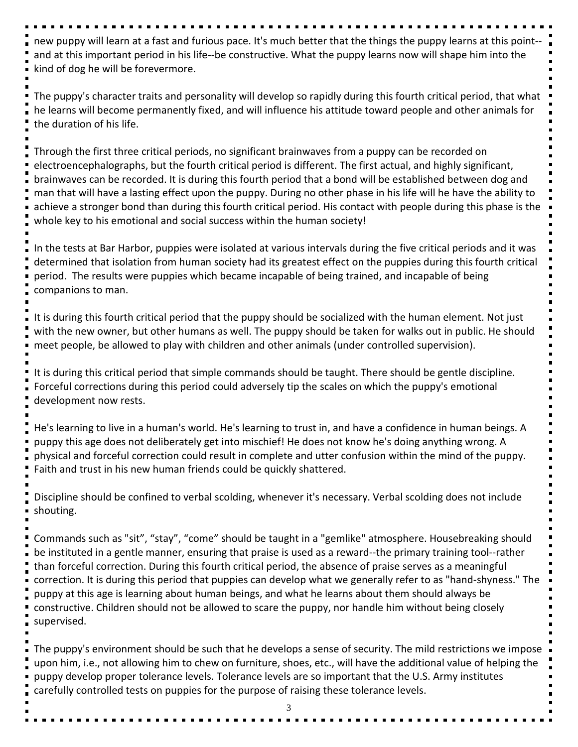new puppy will learn at a fast and furious pace. It's much better that the things the puppy learns at this point--and at this important period in his life--be constructive. What the puppy learns now will shape him into the kind of dog he will be forevermore.

The puppy's character traits and personality will develop so rapidly during this fourth critical period, that what he learns will become permanently fixed, and will influence his attitude toward people and other animals for the duration of his life.

Through the first three critical periods, no significant brainwaves from a puppy can be recorded on electroencephalographs, but the fourth critical period is different. The first actual, and highly significant, brainwaves can be recorded. It is during this fourth period that a bond will be established between dog and man that will have a lasting effect upon the puppy. During no other phase in his life will he have the ability to achieve a stronger bond than during this fourth critical period. His contact with people during this phase is the whole key to his emotional and social success within the human society!

In the tests at Bar Harbor, puppies were isolated at various intervals during the five critical periods and it was determined that isolation from human society had its greatest effect on the puppies during this fourth critical period. The results were puppies which became incapable of being trained, and incapable of being companions to man.

It is during this fourth critical period that the puppy should be socialized with the human element. Not just with the new owner, but other humans as well. The puppy should be taken for walks out in public. He should meet people, be allowed to play with children and other animals (under controlled supervision).

It is during this critical period that simple commands should be taught. There should be gentle discipline. Forceful corrections during this period could adversely tip the scales on which the puppy's emotional development now rests.

He's learning to live in a human's world. He's learning to trust in, and have a confidence in human beings. A puppy this age does not deliberately get into mischief! He does not know he's doing anything wrong. A physical and forceful correction could result in complete and utter confusion within the mind of the puppy. Faith and trust in his new human friends could be quickly shattered.

Discipline should be confined to verbal scolding, whenever it's necessary. Verbal scolding does not include shouting.

Commands such as "sit", "stay", "come" should be taught in a "gemlike" atmosphere. Housebreaking should be instituted in a gentle manner, ensuring that praise is used as a reward--the primary training tool--rather than forceful correction. During this fourth critical period, the absence of praise serves as a meaningful correction. It is during this period that puppies can develop what we generally refer to as "hand-shyness." The puppy at this age is learning about human beings, and what he learns about them should always be constructive. Children should not be allowed to scare the puppy, nor handle him without being closely supervised.

The puppy's environment should be such that he develops a sense of security. The mild restrictions we impose upon him, i.e., not allowing him to chew on furniture, shoes, etc., will have the additional value of helping the puppy develop proper tolerance levels. Tolerance levels are so important that the U.S. Army institutes carefully controlled tests on puppies for the purpose of raising these tolerance levels.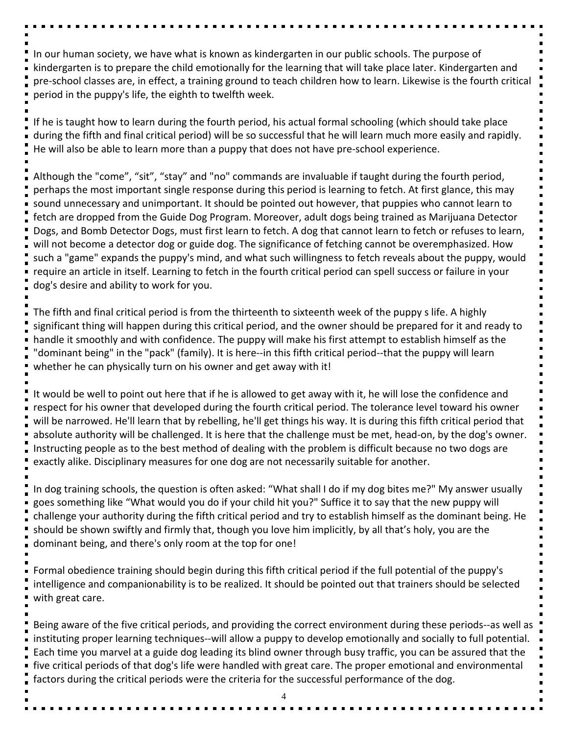In our human society, we have what is known as kindergarten in our public schools. The purpose of kindergarten is to prepare the child emotionally for the learning that will take place later. Kindergarten and pre-school classes are, in effect, a training ground to teach children how to learn. Likewise is the fourth critical period in the puppy's life, the eighth to twelfth week.

If he is taught how to learn during the fourth period, his actual formal schooling (which should take place during the fifth and final critical period) will be so successful that he will learn much more easily and rapidly. He will also be able to learn more than a puppy that does not have pre-school experience.

Although the "come", “sit”, “stay” and "no" commands are invaluable if taught during the fourth period, perhaps the most important single response during this period is learning to fetch. At first glance, this may sound unnecessary and unimportant. It should be pointed out however, that puppies who cannot learn to fetch are dropped from the Guide Dog Program. Moreover, adult dogs being trained as Marijuana Detector Dogs, and Bomb Detector Dogs, must first learn to fetch. A dog that cannot learn to fetch or refuses to learn, will not become a detector dog or guide dog. The significance of fetching cannot be overemphasized. How such a "game" expands the puppy's mind, and what such willingness to fetch reveals about the puppy, would require an article in itself. Learning to fetch in the fourth critical period can spell success or failure in your dog's desire and ability to work for you.

The fifth and final critical period is from the thirteenth to sixteenth week of the puppy s life. A highly significant thing will happen during this critical period, and the owner should be prepared for it and ready to handle it smoothly and with confidence. The puppy will make his first attempt to establish himself as the "dominant being" in the "pack" (family). It is here--in this fifth critical period--that the puppy will learn whether he can physically turn on his owner and get away with it!

It would be well to point out here that if he is allowed to get away with it, he will lose the confidence and respect for his owner that developed during the fourth critical period. The tolerance level toward his owner will be narrowed. He'll learn that by rebelling, he'll get things his way. It is during this fifth critical period that absolute authority will be challenged. It is here that the challenge must be met, head-on, by the dog's owner. Instructing people as to the best method of dealing with the problem is difficult because no two dogs are exactly alike. Disciplinary measures for one dog are not necessarily suitable for another.

In dog training schools, the question is often asked: “What shall I do if my dog bites me?" My answer usually goes something like “What would you do if your child hit you?" Suffice it to say that the new puppy will challenge your authority during the fifth critical period and try to establish himself as the dominant being. He should be shown swiftly and firmly that, though you love him implicitly, by all that’s holy, you are the dominant being, and there's only room at the top for one!

Formal obedience training should begin during this fifth critical period if the full potential of the puppy's intelligence and companionability is to be realized. It should be pointed out that trainers should be selected with great care.

Being aware of the five critical periods, and providing the correct environment during these periods--as well as instituting proper learning techniques--will allow a puppy to develop emotionally and socially to full potential. Each time you marvel at a guide dog leading its blind owner through busy traffic, you can be assured that the five critical periods of that dog's life were handled with great care. The proper emotional and environmental factors during the critical periods were the criteria for the successful performance of the dog.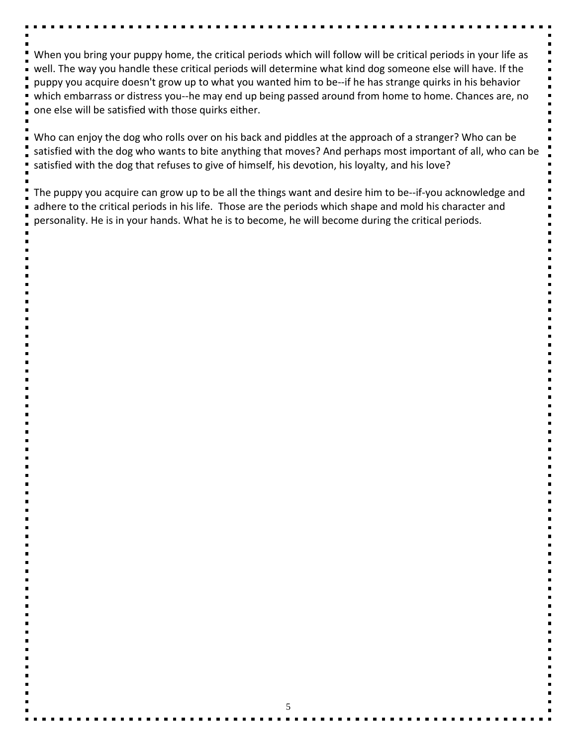When you bring your puppy home, the critical periods which will follow will be critical periods in your life as well. The way you handle these critical periods will determine what kind dog someone else will have. If the puppy you acquire doesn't grow up to what you wanted him to be--if he has strange quirks in his behavior which embarrass or distress you--he may end up being passed around from home to home. Chances are, no one else will be satisfied with those quirks either.

Who can enjoy the dog who rolls over on his back and piddles at the approach of a stranger? Who can be satisfied with the dog who wants to bite anything that moves? And perhaps most important of all, who can be satisfied with the dog that refuses to give of himself, his devotion, his loyalty, and his love?

The puppy you acquire can grow up to be all the things want and desire him to be--if-you acknowledge and adhere to the critical periods in his life. Those are the periods which shape and mold his character and personality. He is in your hands. What he is to become, he will become during the critical periods.